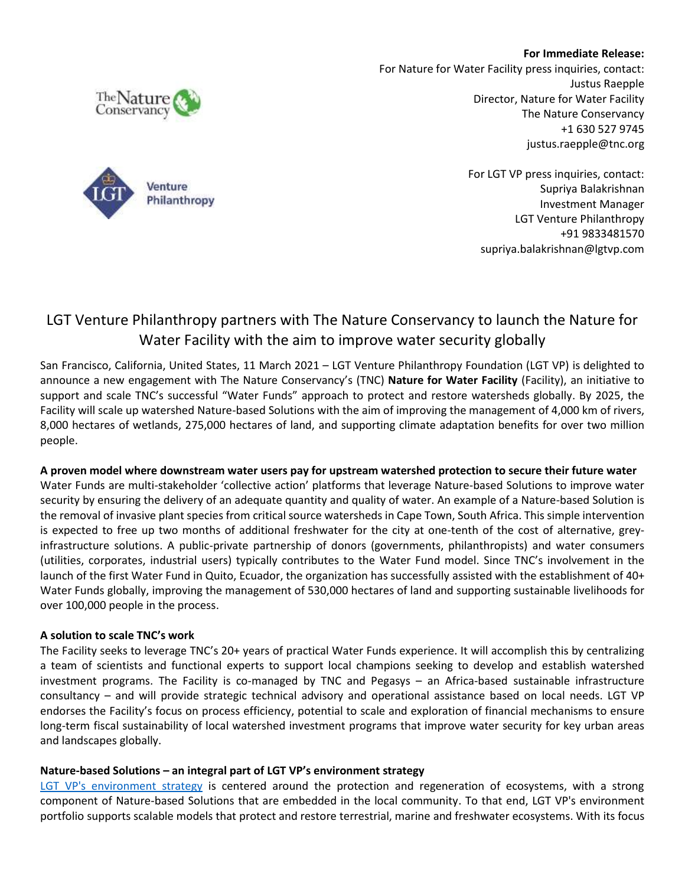**For Immediate Release:**
For Nature for Water Facility press inquiries, contact:
Justus Raepple
Director, Nature for Water Facility
The Nature Conservancy
+1 630 527 9745
justus.raepple@tnc.org

For LGT VP press inquiries, contact:
Supriya Balakrishnan
Investment Manager
LGT Venture Philanthropy
+91 9833481570
supriya.balakrishnan@lgtvp.com

# LGT Venture Philanthropy partners with The Nature Conservancy to launch the Nature for Water Facility with the aim to improve water security globally

San Francisco, California, United States, 11 March 2021 – LGT Venture Philanthropy Foundation (LGT VP) is delighted to announce a new engagement with The Nature Conservancy's (TNC) **Nature for Water Facility** (Facility), an initiative to support and scale TNC's successful "Water Funds" approach to protect and restore watersheds globally. By 2025, the Facility will scale up watershed Nature-based Solutions with the aim of improving the management of 4,000 km of rivers, 8,000 hectares of wetlands, 275,000 hectares of land, and supporting climate adaptation benefits for over two million people.

**A proven model where downstream water users pay for upstream watershed protection to secure their future water**

Water Funds are multi-stakeholder 'collective action' platforms that leverage Nature-based Solutions to improve water security by ensuring the delivery of an adequate quantity and quality of water. An example of a Nature-based Solution is the removal of invasive plant species from critical source watersheds in Cape Town, South Africa. This simple intervention is expected to free up two months of additional freshwater for the city at one-tenth of the cost of alternative, grey-infrastructure solutions. A public-private partnership of donors (governments, philanthropists) and water consumers (utilities, corporates, industrial users) typically contributes to the Water Fund model. Since TNC's involvement in the launch of the first Water Fund in Quito, Ecuador, the organization has successfully assisted with the establishment of 40+ Water Funds globally, improving the management of 530,000 hectares of land and supporting sustainable livelihoods for over 100,000 people in the process.

**A solution to scale TNC's work**

The Facility seeks to leverage TNC's 20+ years of practical Water Funds experience. It will accomplish this by centralizing a team of scientists and functional experts to support local champions seeking to develop and establish watershed investment programs. The Facility is co-managed by TNC and Pegasys – an Africa-based sustainable infrastructure consultancy – and will provide strategic technical advisory and operational assistance based on local needs. LGT VP endorses the Facility's focus on process efficiency, potential to scale and exploration of financial mechanisms to ensure long-term fiscal sustainability of local watershed investment programs that improve water security for key urban areas and landscapes globally.

**Nature-based Solutions – an integral part of LGT VP's environment strategy**

LGT VP's environment strategy is centered around the protection and regeneration of ecosystems, with a strong component of Nature-based Solutions that are embedded in the local community. To that end, LGT VP's environment portfolio supports scalable models that protect and restore terrestrial, marine and freshwater ecosystems. With its focus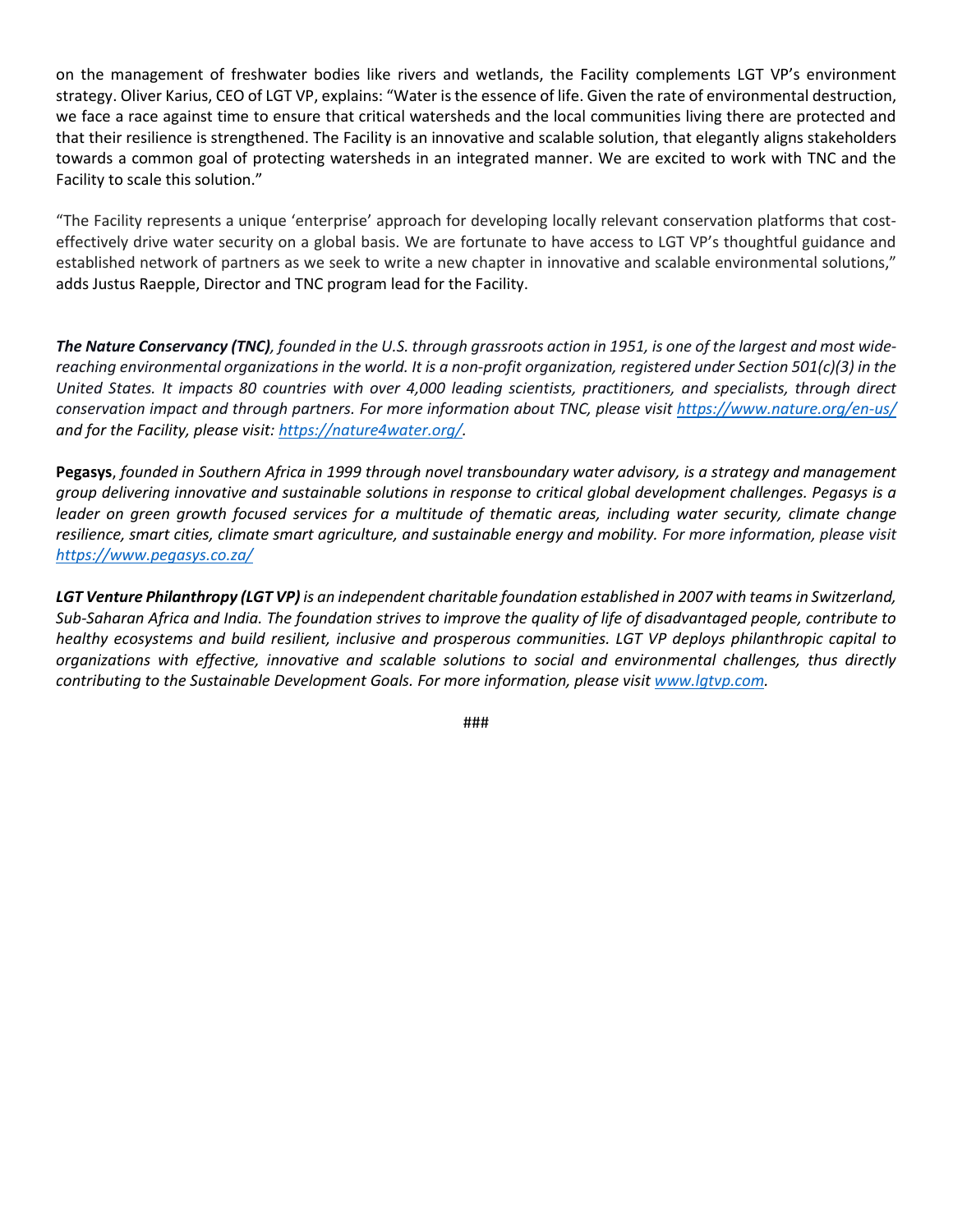on the management of freshwater bodies like rivers and wetlands, the Facility complements LGT VP's environment strategy. Oliver Karius, CEO of LGT VP, explains: "Water is the essence of life. Given the rate of environmental destruction, we face a race against time to ensure that critical watersheds and the local communities living there are protected and that their resilience is strengthened. The Facility is an innovative and scalable solution, that elegantly aligns stakeholders towards a common goal of protecting watersheds in an integrated manner. We are excited to work with TNC and the Facility to scale this solution."

"The Facility represents a unique 'enterprise' approach for developing locally relevant conservation platforms that cost-effectively drive water security on a global basis. We are fortunate to have access to LGT VP's thoughtful guidance and established network of partners as we seek to write a new chapter in innovative and scalable environmental solutions," adds Justus Raepple, Director and TNC program lead for the Facility.

***The Nature Conservancy (TNC)****, founded in the U.S. through grassroots action in 1951, is one of the largest and most wide-reaching environmental organizations in the world. It is a non-profit organization, registered under Section 501(c)(3) in the United States. It impacts 80 countries with over 4,000 leading scientists, practitioners, and specialists, through direct conservation impact and through partners. For more information about TNC, please visit https://www.nature.org/en-us/ and for the Facility, please visit: https://nature4water.org/.*

**Pegasys**, *founded in Southern Africa in 1999 through novel transboundary water advisory, is a strategy and management group delivering innovative and sustainable solutions in response to critical global development challenges. Pegasys is a leader on green growth focused services for a multitude of thematic areas, including water security, climate change resilience, smart cities, climate smart agriculture, and sustainable energy and mobility. For more information, please visit https://www.pegasys.co.za/*

***LGT Venture Philanthropy (LGT VP)*** *is an independent charitable foundation established in 2007 with teams in Switzerland, Sub-Saharan Africa and India. The foundation strives to improve the quality of life of disadvantaged people, contribute to healthy ecosystems and build resilient, inclusive and prosperous communities. LGT VP deploys philanthropic capital to organizations with effective, innovative and scalable solutions to social and environmental challenges, thus directly contributing to the Sustainable Development Goals. For more information, please visit www.lgtvp.com.*

###